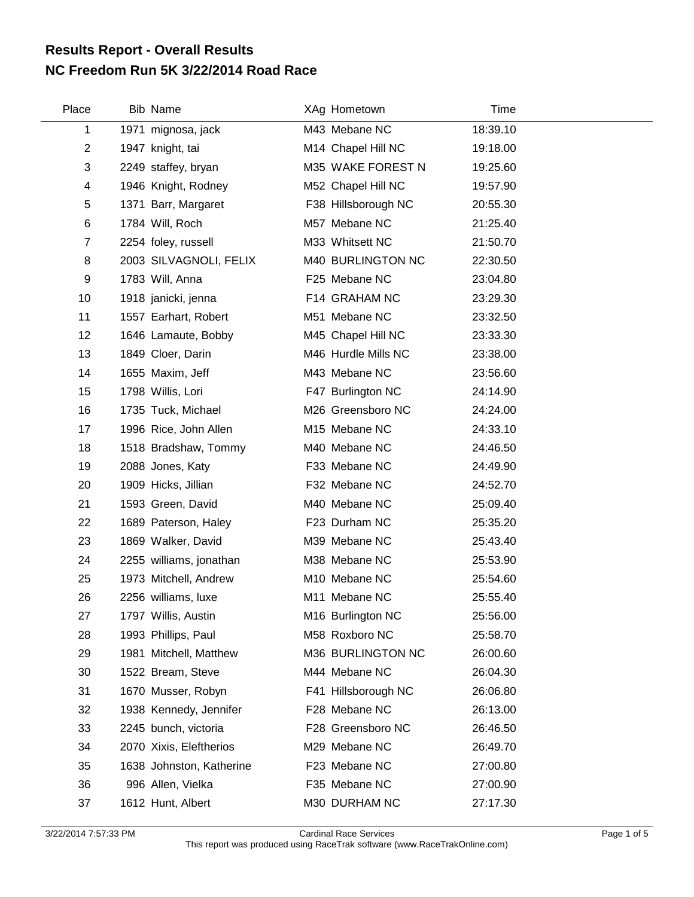## Results Report - Overall Results
## NC Freedom Run 5K 3/22/2014 Road Race

| Place | Bib | Name | XAg | Hometown | Time |
|---|---|---|---|---|---|
| 1 | 1971 | mignosa, jack | M43 | Mebane NC | 18:39.10 |
| 2 | 1947 | knight, tai | M14 | Chapel Hill NC | 19:18.00 |
| 3 | 2249 | staffey, bryan | M35 | WAKE FOREST N | 19:25.60 |
| 4 | 1946 | Knight, Rodney | M52 | Chapel Hill NC | 19:57.90 |
| 5 | 1371 | Barr, Margaret | F38 | Hillsborough NC | 20:55.30 |
| 6 | 1784 | Will, Roch | M57 | Mebane NC | 21:25.40 |
| 7 | 2254 | foley, russell | M33 | Whitsett NC | 21:50.70 |
| 8 | 2003 | SILVAGNOLI, FELIX | M40 | BURLINGTON NC | 22:30.50 |
| 9 | 1783 | Will, Anna | F25 | Mebane NC | 23:04.80 |
| 10 | 1918 | janicki, jenna | F14 | GRAHAM NC | 23:29.30 |
| 11 | 1557 | Earhart, Robert | M51 | Mebane NC | 23:32.50 |
| 12 | 1646 | Lamaute, Bobby | M45 | Chapel Hill NC | 23:33.30 |
| 13 | 1849 | Cloer, Darin | M46 | Hurdle Mills NC | 23:38.00 |
| 14 | 1655 | Maxim, Jeff | M43 | Mebane NC | 23:56.60 |
| 15 | 1798 | Willis, Lori | F47 | Burlington NC | 24:14.90 |
| 16 | 1735 | Tuck, Michael | M26 | Greensboro NC | 24:24.00 |
| 17 | 1996 | Rice, John Allen | M15 | Mebane NC | 24:33.10 |
| 18 | 1518 | Bradshaw, Tommy | M40 | Mebane NC | 24:46.50 |
| 19 | 2088 | Jones, Katy | F33 | Mebane NC | 24:49.90 |
| 20 | 1909 | Hicks, Jillian | F32 | Mebane NC | 24:52.70 |
| 21 | 1593 | Green, David | M40 | Mebane NC | 25:09.40 |
| 22 | 1689 | Paterson, Haley | F23 | Durham NC | 25:35.20 |
| 23 | 1869 | Walker, David | M39 | Mebane NC | 25:43.40 |
| 24 | 2255 | williams, jonathan | M38 | Mebane NC | 25:53.90 |
| 25 | 1973 | Mitchell, Andrew | M10 | Mebane NC | 25:54.60 |
| 26 | 2256 | williams, luxe | M11 | Mebane NC | 25:55.40 |
| 27 | 1797 | Willis, Austin | M16 | Burlington NC | 25:56.00 |
| 28 | 1993 | Phillips, Paul | M58 | Roxboro NC | 25:58.70 |
| 29 | 1981 | Mitchell, Matthew | M36 | BURLINGTON NC | 26:00.60 |
| 30 | 1522 | Bream, Steve | M44 | Mebane NC | 26:04.30 |
| 31 | 1670 | Musser, Robyn | F41 | Hillsborough NC | 26:06.80 |
| 32 | 1938 | Kennedy, Jennifer | F28 | Mebane NC | 26:13.00 |
| 33 | 2245 | bunch, victoria | F28 | Greensboro NC | 26:46.50 |
| 34 | 2070 | Xixis, Eleftherios | M29 | Mebane NC | 26:49.70 |
| 35 | 1638 | Johnston, Katherine | F23 | Mebane NC | 27:00.80 |
| 36 | 996 | Allen, Vielka | F35 | Mebane NC | 27:00.90 |
| 37 | 1612 | Hunt, Albert | M30 | DURHAM NC | 27:17.30 |

3/22/2014 7:57:33 PM — Cardinal Race Services

This report was produced using RaceTrak software (www.RaceTrakOnline.com)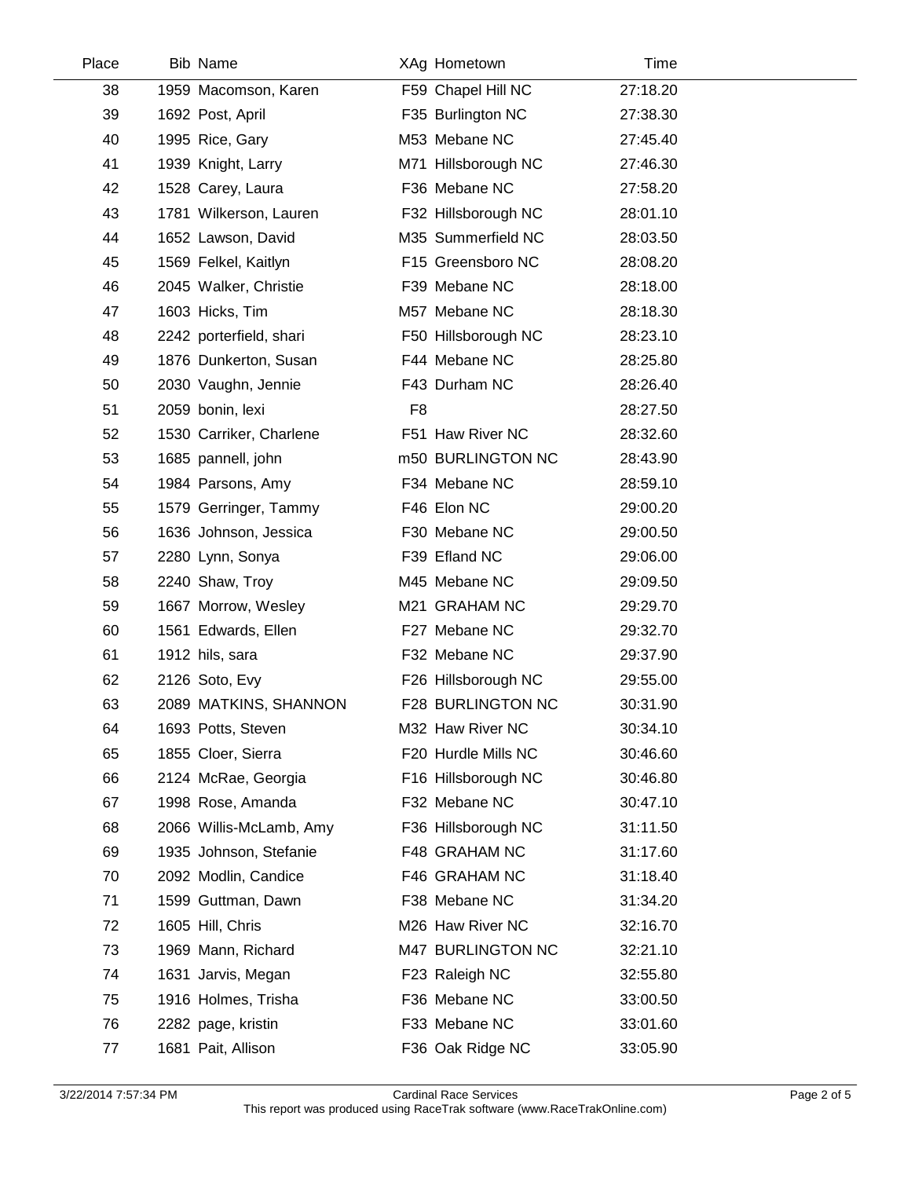| Place | Bib | Name | XAg | Hometown | Time |
|---|---|---|---|---|---|
| 38 | 1959 | Macomson, Karen | F59 | Chapel Hill NC | 27:18.20 |
| 39 | 1692 | Post, April | F35 | Burlington NC | 27:38.30 |
| 40 | 1995 | Rice, Gary | M53 | Mebane NC | 27:45.40 |
| 41 | 1939 | Knight, Larry | M71 | Hillsborough NC | 27:46.30 |
| 42 | 1528 | Carey, Laura | F36 | Mebane NC | 27:58.20 |
| 43 | 1781 | Wilkerson, Lauren | F32 | Hillsborough NC | 28:01.10 |
| 44 | 1652 | Lawson, David | M35 | Summerfield NC | 28:03.50 |
| 45 | 1569 | Felkel, Kaitlyn | F15 | Greensboro NC | 28:08.20 |
| 46 | 2045 | Walker, Christie | F39 | Mebane NC | 28:18.00 |
| 47 | 1603 | Hicks, Tim | M57 | Mebane NC | 28:18.30 |
| 48 | 2242 | porterfield, shari | F50 | Hillsborough NC | 28:23.10 |
| 49 | 1876 | Dunkerton, Susan | F44 | Mebane NC | 28:25.80 |
| 50 | 2030 | Vaughn, Jennie | F43 | Durham NC | 28:26.40 |
| 51 | 2059 | bonin, lexi | F8 | | 28:27.50 |
| 52 | 1530 | Carriker, Charlene | F51 | Haw River NC | 28:32.60 |
| 53 | 1685 | pannell, john | m50 | BURLINGTON NC | 28:43.90 |
| 54 | 1984 | Parsons, Amy | F34 | Mebane NC | 28:59.10 |
| 55 | 1579 | Gerringer, Tammy | F46 | Elon NC | 29:00.20 |
| 56 | 1636 | Johnson, Jessica | F30 | Mebane NC | 29:00.50 |
| 57 | 2280 | Lynn, Sonya | F39 | Efland NC | 29:06.00 |
| 58 | 2240 | Shaw, Troy | M45 | Mebane NC | 29:09.50 |
| 59 | 1667 | Morrow, Wesley | M21 | GRAHAM NC | 29:29.70 |
| 60 | 1561 | Edwards, Ellen | F27 | Mebane NC | 29:32.70 |
| 61 | 1912 | hils, sara | F32 | Mebane NC | 29:37.90 |
| 62 | 2126 | Soto, Evy | F26 | Hillsborough NC | 29:55.00 |
| 63 | 2089 | MATKINS, SHANNON | F28 | BURLINGTON NC | 30:31.90 |
| 64 | 1693 | Potts, Steven | M32 | Haw River NC | 30:34.10 |
| 65 | 1855 | Cloer, Sierra | F20 | Hurdle Mills NC | 30:46.60 |
| 66 | 2124 | McRae, Georgia | F16 | Hillsborough NC | 30:46.80 |
| 67 | 1998 | Rose, Amanda | F32 | Mebane NC | 30:47.10 |
| 68 | 2066 | Willis-McLamb, Amy | F36 | Hillsborough NC | 31:11.50 |
| 69 | 1935 | Johnson, Stefanie | F48 | GRAHAM NC | 31:17.60 |
| 70 | 2092 | Modlin, Candice | F46 | GRAHAM NC | 31:18.40 |
| 71 | 1599 | Guttman, Dawn | F38 | Mebane NC | 31:34.20 |
| 72 | 1605 | Hill, Chris | M26 | Haw River NC | 32:16.70 |
| 73 | 1969 | Mann, Richard | M47 | BURLINGTON NC | 32:21.10 |
| 74 | 1631 | Jarvis, Megan | F23 | Raleigh NC | 32:55.80 |
| 75 | 1916 | Holmes, Trisha | F36 | Mebane NC | 33:00.50 |
| 76 | 2282 | page, kristin | F33 | Mebane NC | 33:01.60 |
| 77 | 1681 | Pait, Allison | F36 | Oak Ridge NC | 33:05.90 |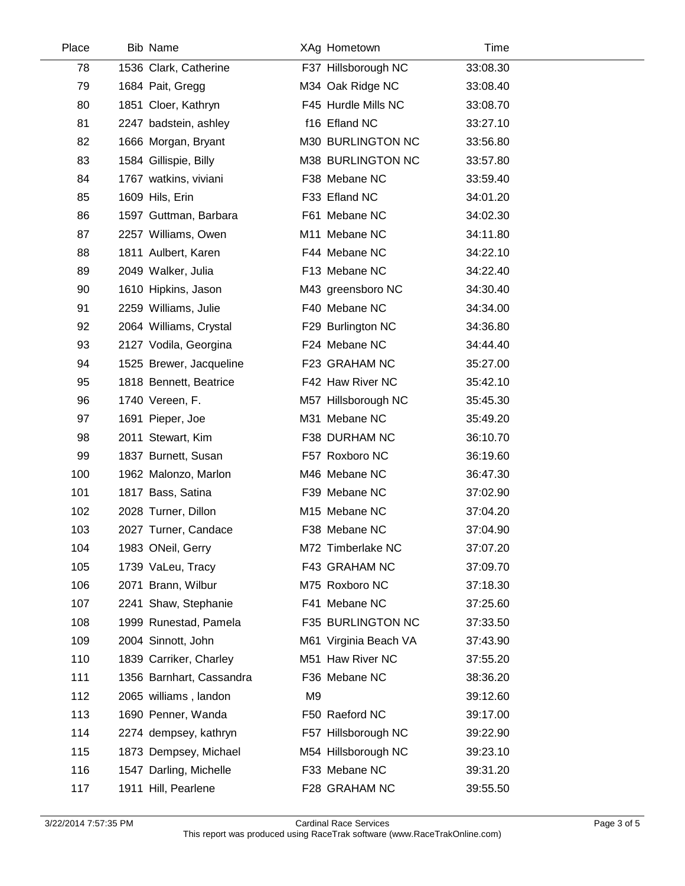| Place | Bib | Name | XAg | Hometown | Time |
|---|---|---|---|---|---|
| 78 | 1536 | Clark, Catherine | F37 | Hillsborough NC | 33:08.30 |
| 79 | 1684 | Pait, Gregg | M34 | Oak Ridge NC | 33:08.40 |
| 80 | 1851 | Cloer, Kathryn | F45 | Hurdle Mills NC | 33:08.70 |
| 81 | 2247 | badstein, ashley | f16 | Efland NC | 33:27.10 |
| 82 | 1666 | Morgan, Bryant | M30 | BURLINGTON NC | 33:56.80 |
| 83 | 1584 | Gillispie, Billy | M38 | BURLINGTON NC | 33:57.80 |
| 84 | 1767 | watkins, viviani | F38 | Mebane NC | 33:59.40 |
| 85 | 1609 | Hils, Erin | F33 | Efland NC | 34:01.20 |
| 86 | 1597 | Guttman, Barbara | F61 | Mebane NC | 34:02.30 |
| 87 | 2257 | Williams, Owen | M11 | Mebane NC | 34:11.80 |
| 88 | 1811 | Aulbert, Karen | F44 | Mebane NC | 34:22.10 |
| 89 | 2049 | Walker, Julia | F13 | Mebane NC | 34:22.40 |
| 90 | 1610 | Hipkins, Jason | M43 | greensboro NC | 34:30.40 |
| 91 | 2259 | Williams, Julie | F40 | Mebane NC | 34:34.00 |
| 92 | 2064 | Williams, Crystal | F29 | Burlington NC | 34:36.80 |
| 93 | 2127 | Vodila, Georgina | F24 | Mebane NC | 34:44.40 |
| 94 | 1525 | Brewer, Jacqueline | F23 | GRAHAM NC | 35:27.00 |
| 95 | 1818 | Bennett, Beatrice | F42 | Haw River NC | 35:42.10 |
| 96 | 1740 | Vereen, F. | M57 | Hillsborough NC | 35:45.30 |
| 97 | 1691 | Pieper, Joe | M31 | Mebane NC | 35:49.20 |
| 98 | 2011 | Stewart, Kim | F38 | DURHAM NC | 36:10.70 |
| 99 | 1837 | Burnett, Susan | F57 | Roxboro NC | 36:19.60 |
| 100 | 1962 | Malonzo, Marlon | M46 | Mebane NC | 36:47.30 |
| 101 | 1817 | Bass, Satina | F39 | Mebane NC | 37:02.90 |
| 102 | 2028 | Turner, Dillon | M15 | Mebane NC | 37:04.20 |
| 103 | 2027 | Turner, Candace | F38 | Mebane NC | 37:04.90 |
| 104 | 1983 | ONeil, Gerry | M72 | Timberlake NC | 37:07.20 |
| 105 | 1739 | VaLeu, Tracy | F43 | GRAHAM NC | 37:09.70 |
| 106 | 2071 | Brann, Wilbur | M75 | Roxboro NC | 37:18.30 |
| 107 | 2241 | Shaw, Stephanie | F41 | Mebane NC | 37:25.60 |
| 108 | 1999 | Runestad, Pamela | F35 | BURLINGTON NC | 37:33.50 |
| 109 | 2004 | Sinnott, John | M61 | Virginia Beach VA | 37:43.90 |
| 110 | 1839 | Carriker, Charley | M51 | Haw River NC | 37:55.20 |
| 111 | 1356 | Barnhart, Cassandra | F36 | Mebane NC | 38:36.20 |
| 112 | 2065 | williams , landon | M9 | | 39:12.60 |
| 113 | 1690 | Penner, Wanda | F50 | Raeford NC | 39:17.00 |
| 114 | 2274 | dempsey, kathryn | F57 | Hillsborough NC | 39:22.90 |
| 115 | 1873 | Dempsey, Michael | M54 | Hillsborough NC | 39:23.10 |
| 116 | 1547 | Darling, Michelle | F33 | Mebane NC | 39:31.20 |
| 117 | 1911 | Hill, Pearlene | F28 | GRAHAM NC | 39:55.50 |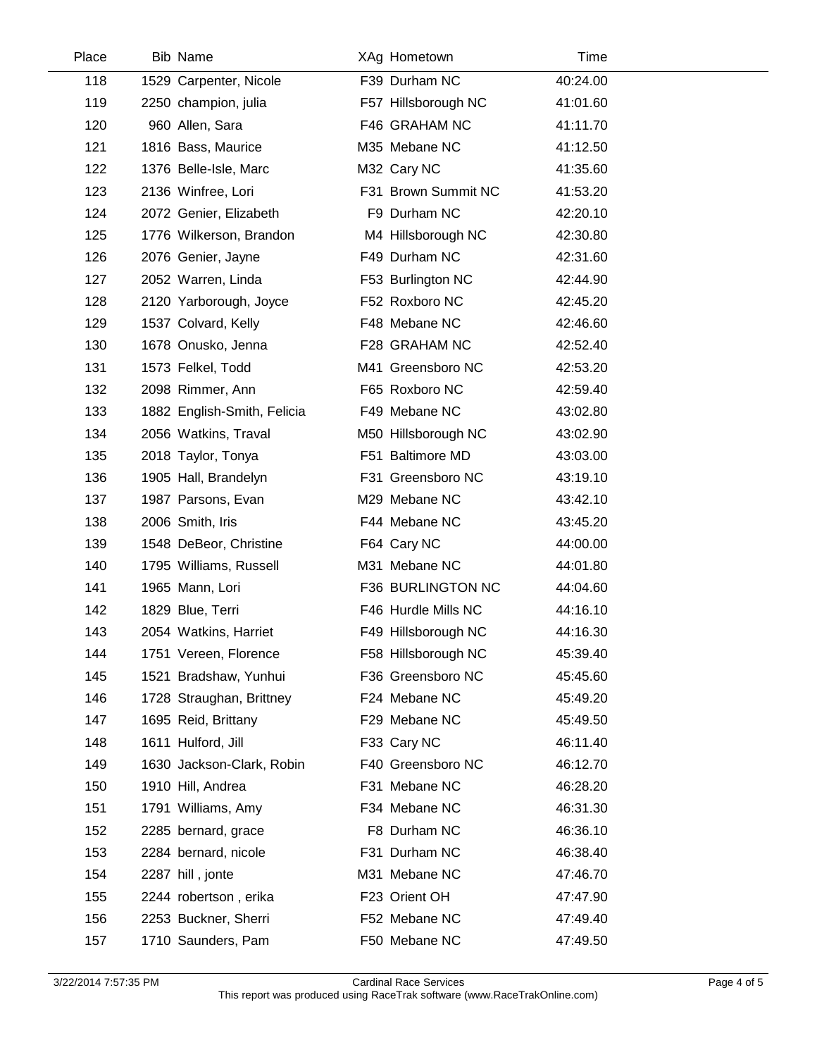| Place | Bib | Name | XAg | Hometown | Time |
|---|---|---|---|---|---|
| 118 | 1529 | Carpenter, Nicole | F39 | Durham NC | 40:24.00 |
| 119 | 2250 | champion, julia | F57 | Hillsborough NC | 41:01.60 |
| 120 | 960 | Allen, Sara | F46 | GRAHAM NC | 41:11.70 |
| 121 | 1816 | Bass, Maurice | M35 | Mebane NC | 41:12.50 |
| 122 | 1376 | Belle-Isle, Marc | M32 | Cary NC | 41:35.60 |
| 123 | 2136 | Winfree, Lori | F31 | Brown Summit NC | 41:53.20 |
| 124 | 2072 | Genier, Elizabeth | F9 | Durham NC | 42:20.10 |
| 125 | 1776 | Wilkerson, Brandon | M4 | Hillsborough NC | 42:30.80 |
| 126 | 2076 | Genier, Jayne | F49 | Durham NC | 42:31.60 |
| 127 | 2052 | Warren, Linda | F53 | Burlington NC | 42:44.90 |
| 128 | 2120 | Yarborough, Joyce | F52 | Roxboro NC | 42:45.20 |
| 129 | 1537 | Colvard, Kelly | F48 | Mebane NC | 42:46.60 |
| 130 | 1678 | Onusko, Jenna | F28 | GRAHAM NC | 42:52.40 |
| 131 | 1573 | Felkel, Todd | M41 | Greensboro NC | 42:53.20 |
| 132 | 2098 | Rimmer, Ann | F65 | Roxboro NC | 42:59.40 |
| 133 | 1882 | English-Smith, Felicia | F49 | Mebane NC | 43:02.80 |
| 134 | 2056 | Watkins, Traval | M50 | Hillsborough NC | 43:02.90 |
| 135 | 2018 | Taylor, Tonya | F51 | Baltimore MD | 43:03.00 |
| 136 | 1905 | Hall, Brandelyn | F31 | Greensboro NC | 43:19.10 |
| 137 | 1987 | Parsons, Evan | M29 | Mebane NC | 43:42.10 |
| 138 | 2006 | Smith, Iris | F44 | Mebane NC | 43:45.20 |
| 139 | 1548 | DeBeor, Christine | F64 | Cary NC | 44:00.00 |
| 140 | 1795 | Williams, Russell | M31 | Mebane NC | 44:01.80 |
| 141 | 1965 | Mann, Lori | F36 | BURLINGTON NC | 44:04.60 |
| 142 | 1829 | Blue, Terri | F46 | Hurdle Mills NC | 44:16.10 |
| 143 | 2054 | Watkins, Harriet | F49 | Hillsborough NC | 44:16.30 |
| 144 | 1751 | Vereen, Florence | F58 | Hillsborough NC | 45:39.40 |
| 145 | 1521 | Bradshaw, Yunhui | F36 | Greensboro NC | 45:45.60 |
| 146 | 1728 | Straughan, Brittney | F24 | Mebane NC | 45:49.20 |
| 147 | 1695 | Reid, Brittany | F29 | Mebane NC | 45:49.50 |
| 148 | 1611 | Hulford, Jill | F33 | Cary NC | 46:11.40 |
| 149 | 1630 | Jackson-Clark, Robin | F40 | Greensboro NC | 46:12.70 |
| 150 | 1910 | Hill, Andrea | F31 | Mebane NC | 46:28.20 |
| 151 | 1791 | Williams, Amy | F34 | Mebane NC | 46:31.30 |
| 152 | 2285 | bernard, grace | F8 | Durham NC | 46:36.10 |
| 153 | 2284 | bernard, nicole | F31 | Durham NC | 46:38.40 |
| 154 | 2287 | hill , jonte | M31 | Mebane NC | 47:46.70 |
| 155 | 2244 | robertson , erika | F23 | Orient OH | 47:47.90 |
| 156 | 2253 | Buckner, Sherri | F52 | Mebane NC | 47:49.40 |
| 157 | 1710 | Saunders, Pam | F50 | Mebane NC | 47:49.50 |

3/22/2014 7:57:35 PM Cardinal Race Services
This report was produced using RaceTrak software (www.RaceTrakOnline.com)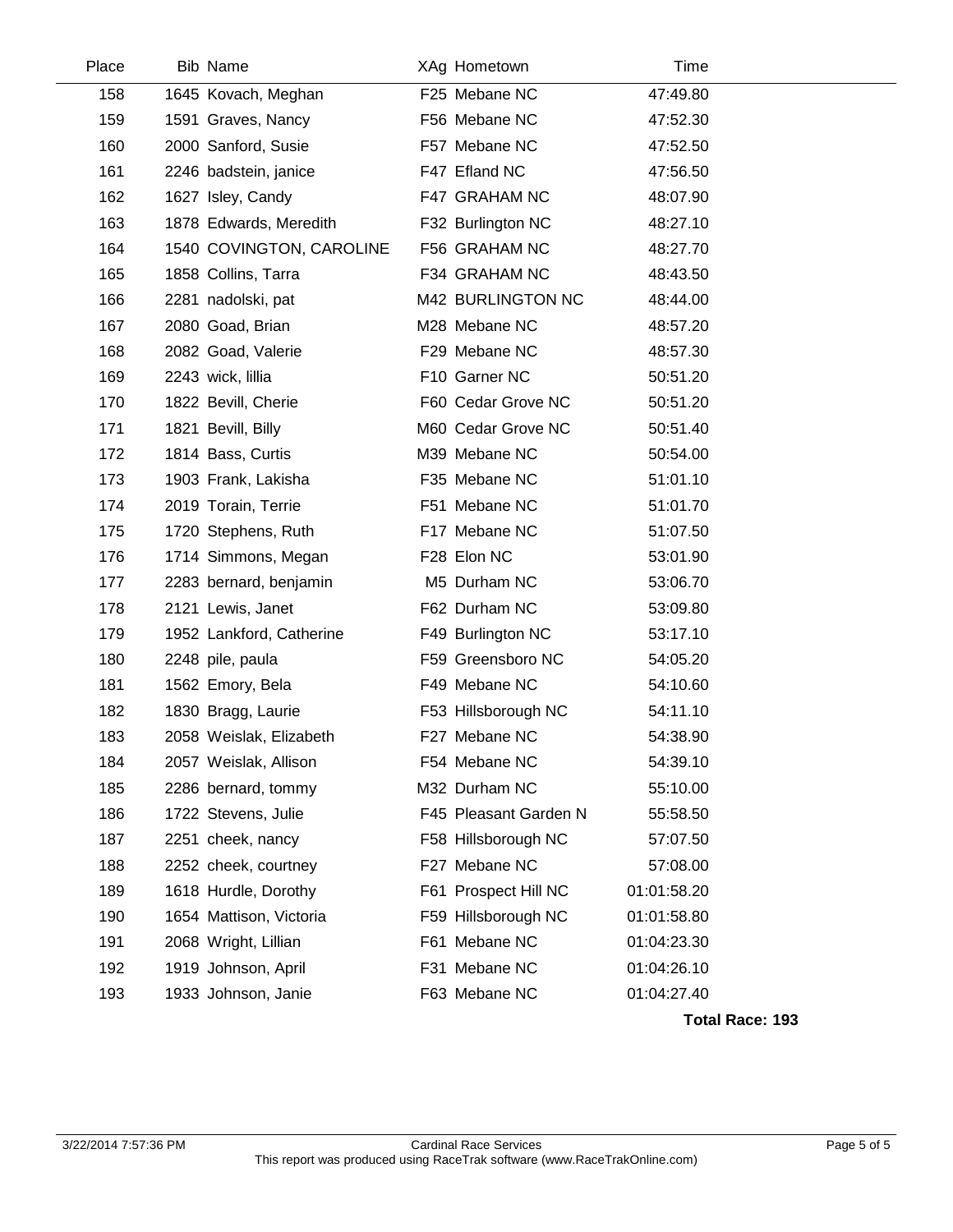| Place | Bib | Name | XAg | Hometown | Time |
|---|---|---|---|---|---|
| 158 | 1645 | Kovach, Meghan | F25 | Mebane NC | 47:49.80 |
| 159 | 1591 | Graves, Nancy | F56 | Mebane NC | 47:52.30 |
| 160 | 2000 | Sanford, Susie | F57 | Mebane NC | 47:52.50 |
| 161 | 2246 | badstein, janice | F47 | Efland NC | 47:56.50 |
| 162 | 1627 | Isley, Candy | F47 | GRAHAM NC | 48:07.90 |
| 163 | 1878 | Edwards, Meredith | F32 | Burlington NC | 48:27.10 |
| 164 | 1540 | COVINGTON, CAROLINE | F56 | GRAHAM NC | 48:27.70 |
| 165 | 1858 | Collins, Tarra | F34 | GRAHAM NC | 48:43.50 |
| 166 | 2281 | nadolski, pat | M42 | BURLINGTON NC | 48:44.00 |
| 167 | 2080 | Goad, Brian | M28 | Mebane NC | 48:57.20 |
| 168 | 2082 | Goad, Valerie | F29 | Mebane NC | 48:57.30 |
| 169 | 2243 | wick, lillia | F10 | Garner NC | 50:51.20 |
| 170 | 1822 | Bevill, Cherie | F60 | Cedar Grove NC | 50:51.20 |
| 171 | 1821 | Bevill, Billy | M60 | Cedar Grove NC | 50:51.40 |
| 172 | 1814 | Bass, Curtis | M39 | Mebane NC | 50:54.00 |
| 173 | 1903 | Frank, Lakisha | F35 | Mebane NC | 51:01.10 |
| 174 | 2019 | Torain, Terrie | F51 | Mebane NC | 51:01.70 |
| 175 | 1720 | Stephens, Ruth | F17 | Mebane NC | 51:07.50 |
| 176 | 1714 | Simmons, Megan | F28 | Elon NC | 53:01.90 |
| 177 | 2283 | bernard, benjamin | M5 | Durham NC | 53:06.70 |
| 178 | 2121 | Lewis, Janet | F62 | Durham NC | 53:09.80 |
| 179 | 1952 | Lankford, Catherine | F49 | Burlington NC | 53:17.10 |
| 180 | 2248 | pile, paula | F59 | Greensboro NC | 54:05.20 |
| 181 | 1562 | Emory, Bela | F49 | Mebane NC | 54:10.60 |
| 182 | 1830 | Bragg, Laurie | F53 | Hillsborough NC | 54:11.10 |
| 183 | 2058 | Weislak, Elizabeth | F27 | Mebane NC | 54:38.90 |
| 184 | 2057 | Weislak, Allison | F54 | Mebane NC | 54:39.10 |
| 185 | 2286 | bernard, tommy | M32 | Durham NC | 55:10.00 |
| 186 | 1722 | Stevens, Julie | F45 | Pleasant Garden N | 55:58.50 |
| 187 | 2251 | cheek, nancy | F58 | Hillsborough NC | 57:07.50 |
| 188 | 2252 | cheek, courtney | F27 | Mebane NC | 57:08.00 |
| 189 | 1618 | Hurdle, Dorothy | F61 | Prospect Hill NC | 01:01:58.20 |
| 190 | 1654 | Mattison, Victoria | F59 | Hillsborough NC | 01:01:58.80 |
| 191 | 2068 | Wright, Lillian | F61 | Mebane NC | 01:04:23.30 |
| 192 | 1919 | Johnson, April | F31 | Mebane NC | 01:04:26.10 |
| 193 | 1933 | Johnson, Janie | F63 | Mebane NC | 01:04:27.40 |

**Total Race: 193**

3/22/2014 7:57:36 PM

Cardinal Race Services
This report was produced using RaceTrak software (www.RaceTrakOnline.com)